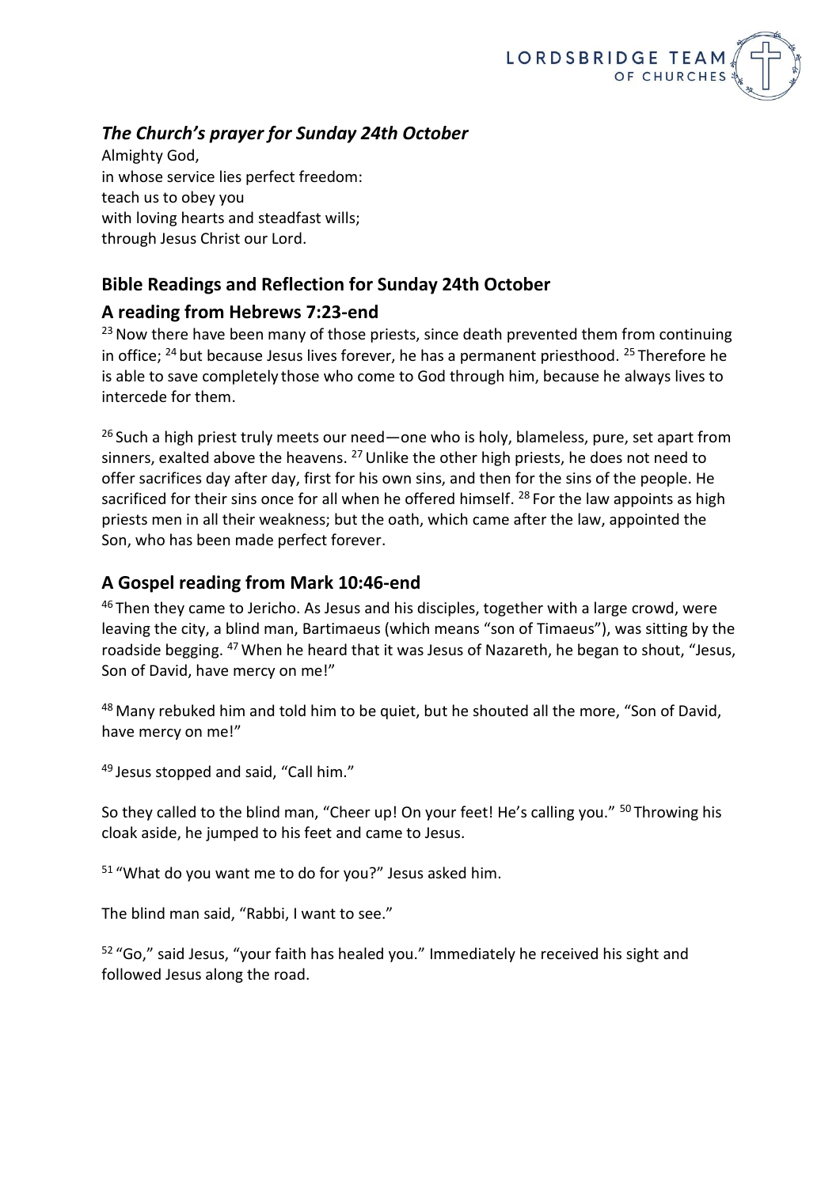### *The Church's prayer for Sunday 24th October*

Almighty God,
in whose service lies perfect freedom:
teach us to obey you
with loving hearts and steadfast wills;
through Jesus Christ our Lord.

## Bible Readings and Reflection for Sunday 24th October

## A reading from Hebrews 7:23-end

[23] Now there have been many of those priests, since death prevented them from continuing in office; [24] but because Jesus lives forever, he has a permanent priesthood. [25] Therefore he is able to save completely those who come to God through him, because he always lives to intercede for them.

[26] Such a high priest truly meets our need—one who is holy, blameless, pure, set apart from sinners, exalted above the heavens. [27] Unlike the other high priests, he does not need to offer sacrifices day after day, first for his own sins, and then for the sins of the people. He sacrificed for their sins once for all when he offered himself. [28] For the law appoints as high priests men in all their weakness; but the oath, which came after the law, appointed the Son, who has been made perfect forever.

## A Gospel reading from Mark 10:46-end

[46] Then they came to Jericho. As Jesus and his disciples, together with a large crowd, were leaving the city, a blind man, Bartimaeus (which means "son of Timaeus"), was sitting by the roadside begging. [47] When he heard that it was Jesus of Nazareth, he began to shout, "Jesus, Son of David, have mercy on me!"

[48] Many rebuked him and told him to be quiet, but he shouted all the more, "Son of David, have mercy on me!"

[49] Jesus stopped and said, "Call him."

So they called to the blind man, "Cheer up! On your feet! He's calling you." [50] Throwing his cloak aside, he jumped to his feet and came to Jesus.

[51] "What do you want me to do for you?" Jesus asked him.

The blind man said, "Rabbi, I want to see."

[52] "Go," said Jesus, "your faith has healed you." Immediately he received his sight and followed Jesus along the road.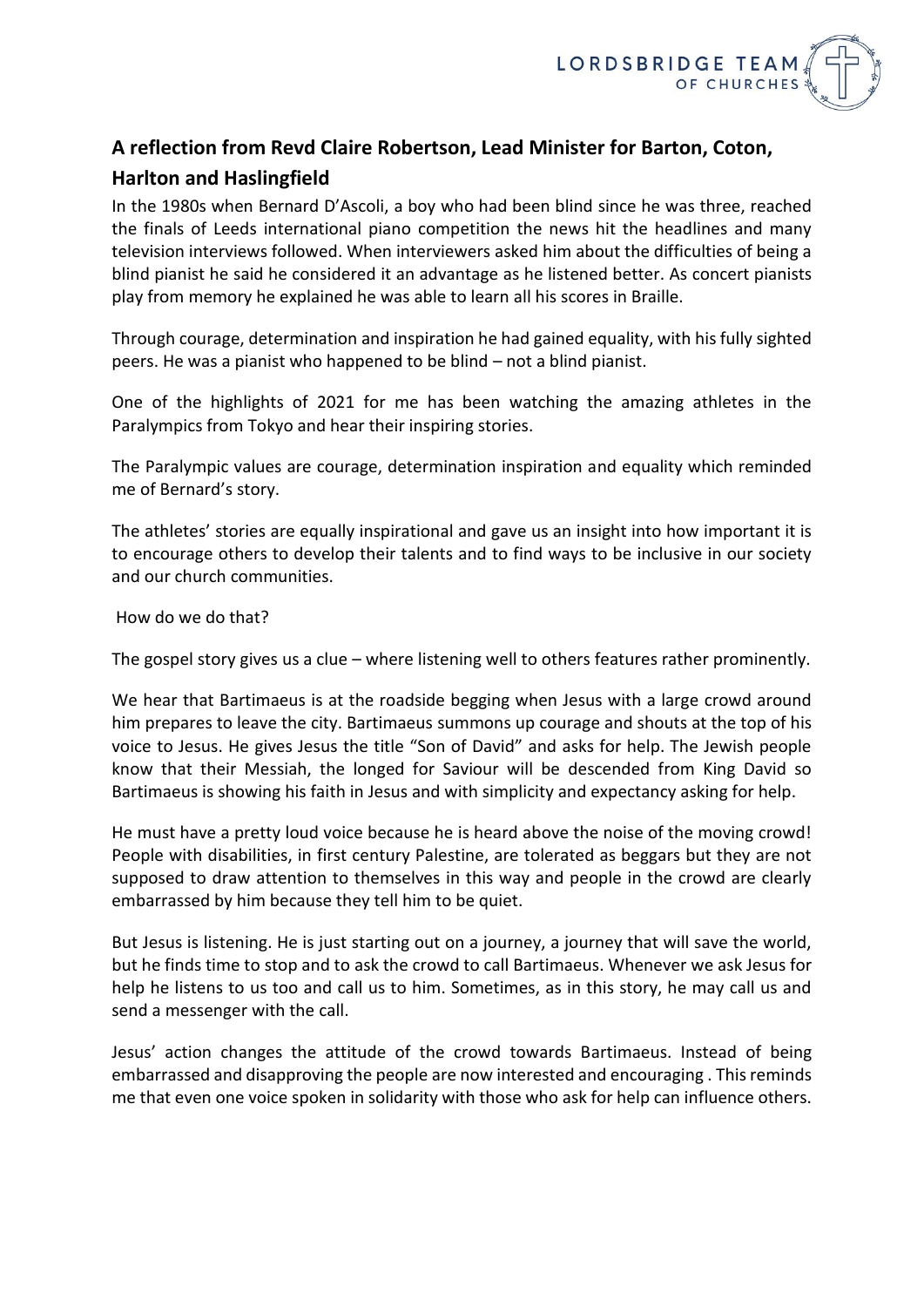## A reflection from Revd Claire Robertson, Lead Minister for Barton, Coton, Harlton and Haslingfield

In the 1980s when Bernard D'Ascoli, a boy who had been blind since he was three, reached the finals of Leeds international piano competition the news hit the headlines and many television interviews followed. When interviewers asked him about the difficulties of being a blind pianist he said he considered it an advantage as he listened better. As concert pianists play from memory he explained he was able to learn all his scores in Braille.

Through courage, determination and inspiration he had gained equality, with his fully sighted peers. He was a pianist who happened to be blind – not a blind pianist.

One of the highlights of 2021 for me has been watching the amazing athletes in the Paralympics from Tokyo and hear their inspiring stories.

The Paralympic values are courage, determination inspiration and equality which reminded me of Bernard's story.

The athletes' stories are equally inspirational and gave us an insight into how important it is to encourage others to develop their talents and to find ways to be inclusive in our society and our church communities.

How do we do that?

The gospel story gives us a clue – where listening well to others features rather prominently.

We hear that Bartimaeus is at the roadside begging when Jesus with a large crowd around him prepares to leave the city. Bartimaeus summons up courage and shouts at the top of his voice to Jesus. He gives Jesus the title "Son of David" and asks for help. The Jewish people know that their Messiah, the longed for Saviour will be descended from King David so Bartimaeus is showing his faith in Jesus and with simplicity and expectancy asking for help.

He must have a pretty loud voice because he is heard above the noise of the moving crowd! People with disabilities, in first century Palestine, are tolerated as beggars but they are not supposed to draw attention to themselves in this way and people in the crowd are clearly embarrassed by him because they tell him to be quiet.

But Jesus is listening. He is just starting out on a journey, a journey that will save the world, but he finds time to stop and to ask the crowd to call Bartimaeus. Whenever we ask Jesus for help he listens to us too and call us to him. Sometimes, as in this story, he may call us and send a messenger with the call.

Jesus' action changes the attitude of the crowd towards Bartimaeus. Instead of being embarrassed and disapproving the people are now interested and encouraging . This reminds me that even one voice spoken in solidarity with those who ask for help can influence others.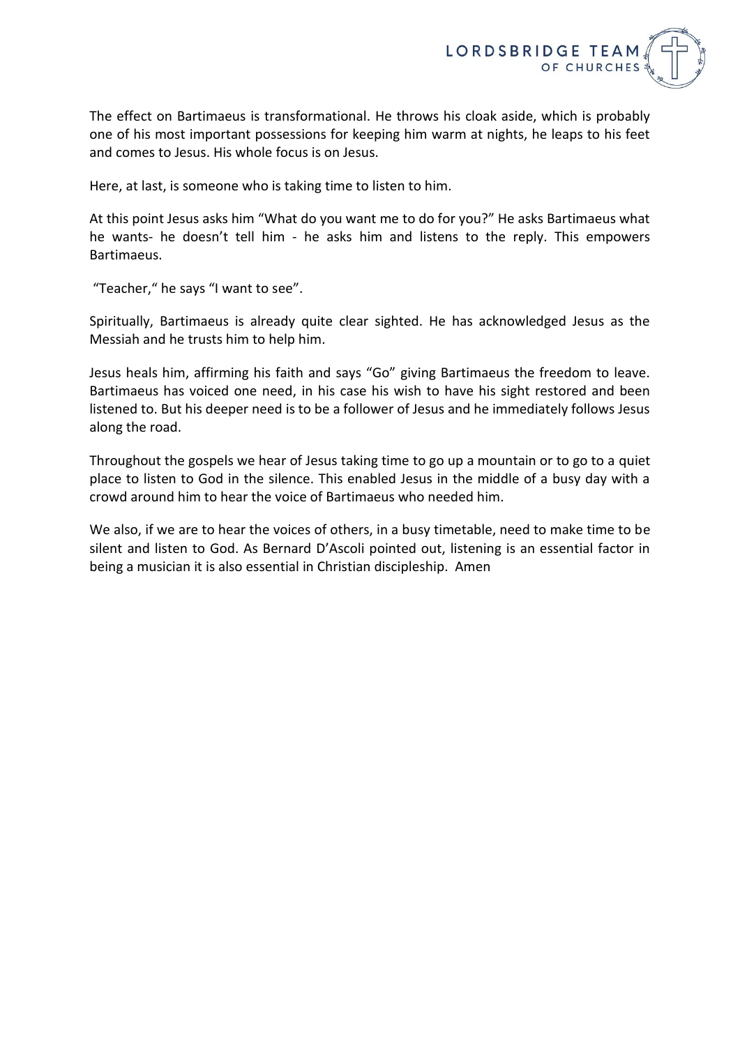The effect on Bartimaeus is transformational. He throws his cloak aside, which is probably one of his most important possessions for keeping him warm at nights, he leaps to his feet and comes to Jesus. His whole focus is on Jesus.

Here, at last, is someone who is taking time to listen to him.

At this point Jesus asks him "What do you want me to do for you?" He asks Bartimaeus what he wants- he doesn't tell him - he asks him and listens to the reply. This empowers Bartimaeus.

"Teacher," he says "I want to see".

Spiritually, Bartimaeus is already quite clear sighted. He has acknowledged Jesus as the Messiah and he trusts him to help him.

Jesus heals him, affirming his faith and says "Go" giving Bartimaeus the freedom to leave. Bartimaeus has voiced one need, in his case his wish to have his sight restored and been listened to. But his deeper need is to be a follower of Jesus and he immediately follows Jesus along the road.

Throughout the gospels we hear of Jesus taking time to go up a mountain or to go to a quiet place to listen to God in the silence. This enabled Jesus in the middle of a busy day with a crowd around him to hear the voice of Bartimaeus who needed him.

We also, if we are to hear the voices of others, in a busy timetable, need to make time to be silent and listen to God. As Bernard D'Ascoli pointed out, listening is an essential factor in being a musician it is also essential in Christian discipleship. Amen